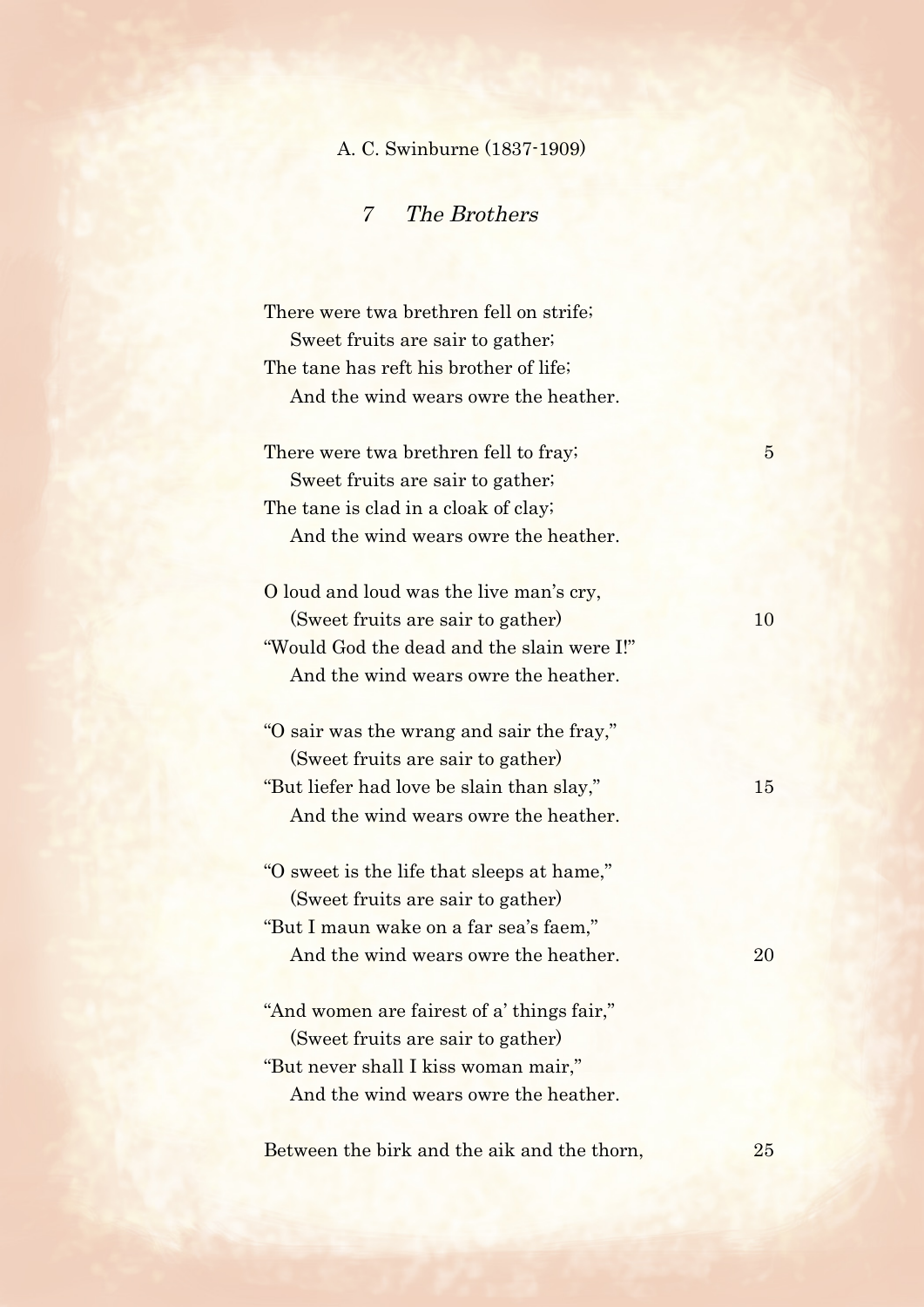A. C. Swinburne (1837-1909)

## *7 The Brothers*

There were twa brethren fell on strife;  
  Sweet fruits are sair to gather;  
The tane has reft his brother of life;  
  And the wind wears owre the heather.

There were twa brethren fell to fray;                    5  
  Sweet fruits are sair to gather;  
The tane is clad in a cloak of clay;  
  And the wind wears owre the heather.

O loud and loud was the live man's cry,  
  (Sweet fruits are sair to gather)                    10  
"Would God the dead and the slain were I!"  
  And the wind wears owre the heather.

"O sair was the wrang and sair the fray,"  
  (Sweet fruits are sair to gather)  
"But liefer had love be slain than slay,"                    15  
  And the wind wears owre the heather.

"O sweet is the life that sleeps at hame,"  
  (Sweet fruits are sair to gather)  
"But I maun wake on a far sea's faem,"  
  And the wind wears owre the heather.                    20

"And women are fairest of a' things fair,"  
  (Sweet fruits are sair to gather)  
"But never shall I kiss woman mair,"  
  And the wind wears owre the heather.

Between the birk and the aik and the thorn,                    25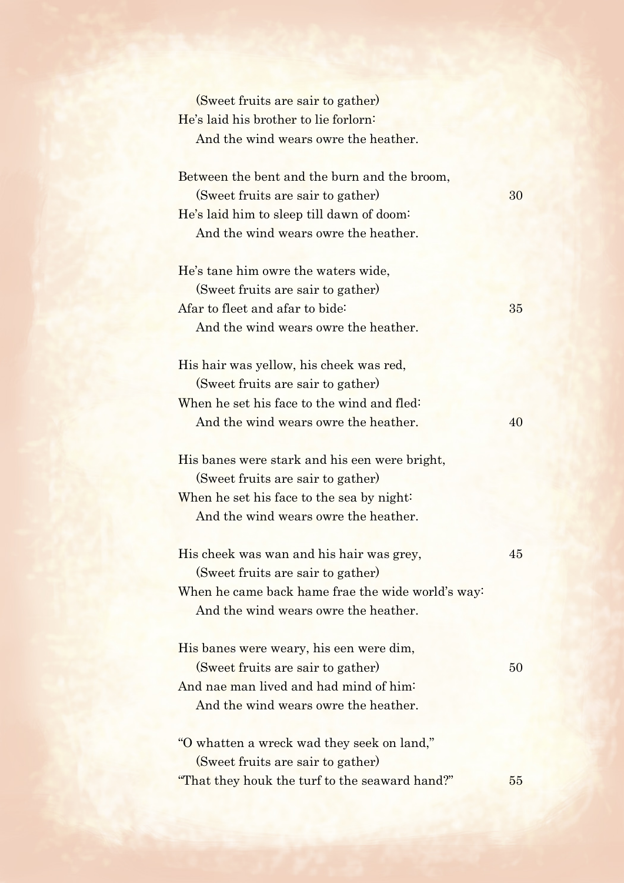(Sweet fruits are sair to gather)  
He's laid his brother to lie forlorn:  
And the wind wears owre the heather.

Between the bent and the burn and the broom,  
(Sweet fruits are sair to gather) 30  
He's laid him to sleep till dawn of doom:  
And the wind wears owre the heather.

He's tane him owre the waters wide,  
(Sweet fruits are sair to gather)  
Afar to fleet and afar to bide: 35  
And the wind wears owre the heather.

His hair was yellow, his cheek was red,  
(Sweet fruits are sair to gather)  
When he set his face to the wind and fled:  
And the wind wears owre the heather. 40

His banes were stark and his een were bright,  
(Sweet fruits are sair to gather)  
When he set his face to the sea by night:  
And the wind wears owre the heather.

His cheek was wan and his hair was grey, 45  
(Sweet fruits are sair to gather)  
When he came back hame frae the wide world's way:  
And the wind wears owre the heather.

His banes were weary, his een were dim,  
(Sweet fruits are sair to gather) 50  
And nae man lived and had mind of him:  
And the wind wears owre the heather.

"O whatten a wreck wad they seek on land,"  
(Sweet fruits are sair to gather)  
"That they houk the turf to the seaward hand?" 55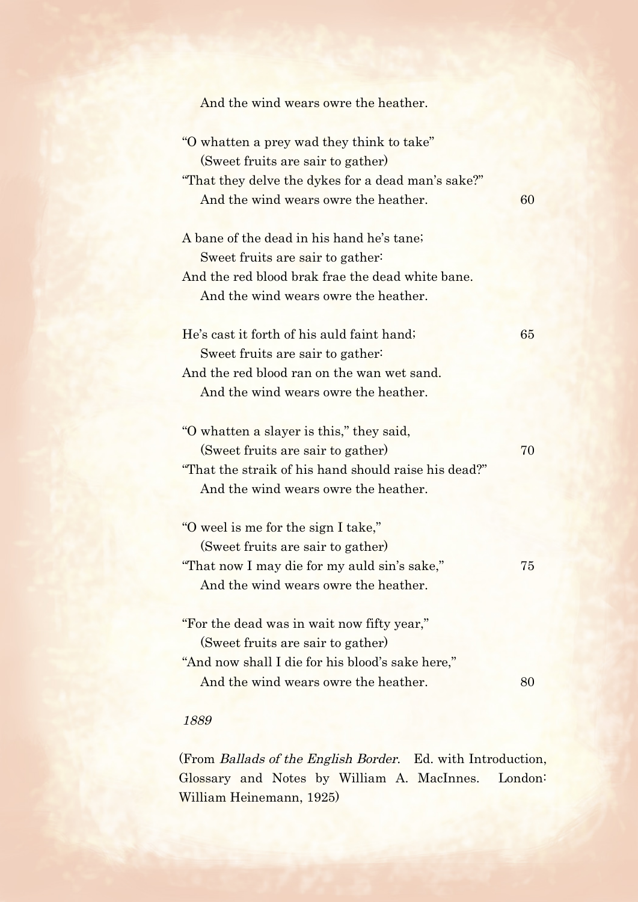And the wind wears owre the heather.

"O whatten a prey wad they think to take"
(Sweet fruits are sair to gather)
"That they delve the dykes for a dead man's sake?"
And the wind wears owre the heather. 60

A bane of the dead in his hand he's tane;
Sweet fruits are sair to gather:
And the red blood brak frae the dead white bane.
And the wind wears owre the heather.

He's cast it forth of his auld faint hand; 65
Sweet fruits are sair to gather:
And the red blood ran on the wan wet sand.
And the wind wears owre the heather.

"O whatten a slayer is this," they said,
(Sweet fruits are sair to gather) 70
"That the straik of his hand should raise his dead?"
And the wind wears owre the heather.

"O weel is me for the sign I take,"
(Sweet fruits are sair to gather)
"That now I may die for my auld sin's sake," 75
And the wind wears owre the heather.

"For the dead was in wait now fifty year,"
(Sweet fruits are sair to gather)
"And now shall I die for his blood's sake here,"
And the wind wears owre the heather. 80

*1889*

(From *Ballads of the English Border*. Ed. with Introduction, Glossary and Notes by William A. MacInnes. London: William Heinemann, 1925)